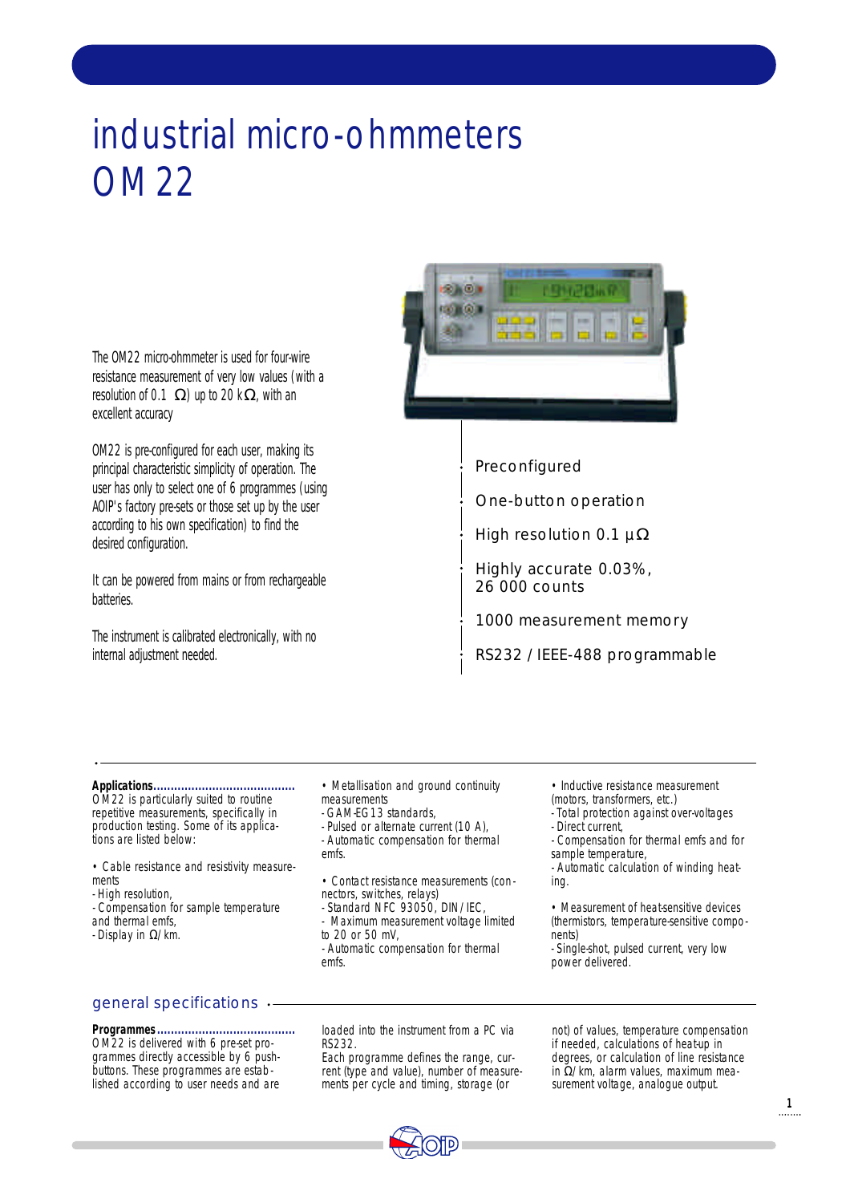# industrial micro-ohmmeters OM 22

The OM22 micro-ohmmeter is used for four-wire resistance measurement of very low values (with a resolution of 0.1 Ω) up to 20 kΩ, with an excellent accuracy

OM22 is pre-configured for each user, making its principal characteristic simplicity of operation. The user has only to select one of 6 programmes (using AOIP's factory pre-sets or those set up by the user according to his own specification) to find the desired configuration.

It can be powered from mains or from rechargeable batteries.

The instrument is calibrated electronically, with no internal adjustment needed.

- Preconfigured
- One-button operation
- High resolution 0.1 µΩ
- Highly accurate 0.03%, 26 000 counts
- 1000 measurement memory
- RS232 / IEEE-488 programmable

**Applications**

OM22 is particularly suited to routine repetitive measurements, specifically in production testing. Some of its applications are listed below:

• Cable resistance and resistivity measurements
- High resolution,
- Compensation for sample temperature and thermal emfs,
- Display in Ω/km.

• Metallisation and ground continuity measurements
- GAM-EG13 standards,
- Pulsed or alternate current (10 A),
- Automatic compensation for thermal emfs.

• Contact resistance measurements (connectors, switches, relays)
- Standard NFC 93050, DIN/IEC,
- Maximum measurement voltage limited to 20 or 50 mV,
- Automatic compensation for thermal emfs.

• Inductive resistance measurement (motors, transformers, etc.)
- Total protection against over-voltages
- Direct current,
- Compensation for thermal emfs and for sample temperature,
- Automatic calculation of winding heating.

• Measurement of heat-sensitive devices (thermistors, temperature-sensitive components)
- Single-shot, pulsed current, very low power delivered.

## general specifications

**Programmes**

OM22 is delivered with 6 pre-set programmes directly accessible by 6 pushbuttons. These programmes are established according to user needs and are loaded into the instrument from a PC via RS232.

Each programme defines the range, current (type and value), number of measurements per cycle and timing, storage (or not) of values, temperature compensation if needed, calculations of heat-up in degrees, or calculation of line resistance in Ω/km, alarm values, maximum measurement voltage, analogue output.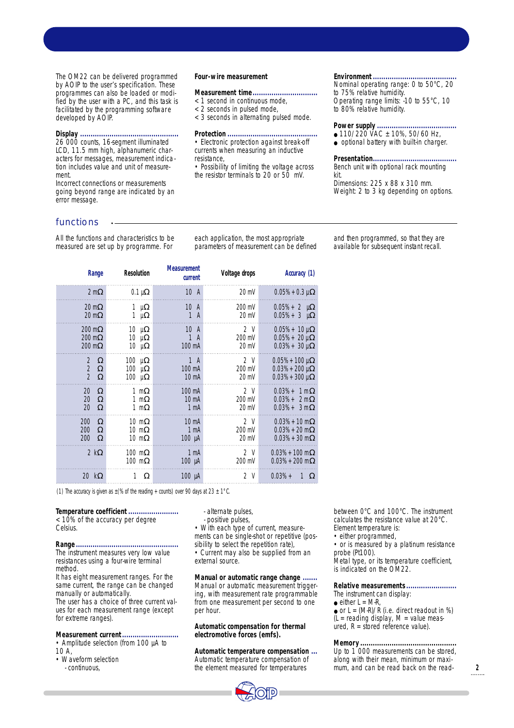The OM22 can be delivered programmed by AOIP to the user's specification. These programmes can also be loaded or modified by the user with a PC, and this task is facilitated by the programming software developed by AOIP.

**Display**

26 000 counts, 16-segment illuminated LCD, 11.5 mm high, alphanumeric characters for messages, measurement indication includes value and unit of measurement.

Incorrect connections or measurements going beyond range are indicated by an error message.

**Four-wire measurement**

**Measurement time**

< 1 second in continuous mode,
< 2 seconds in pulsed mode,
< 3 seconds in alternating pulsed mode.

**Protection**

• Electronic protection against break-off currents when measuring an inductive resistance,
• Possibility of limiting the voltage across the resistor terminals to 20 or 50 mV.

**Environment**

Nominal operating range: 0 to 50°C, 20 to 75% relative humidity.
Operating range limits: -10 to 55°C, 10 to 80% relative humidity.

**Power supply**

- 110/220 VAC ± 10%, 50/60 Hz,
- optional battery with built-in charger.

**Presentation**

Bench unit with optional rack mounting kit.
Dimensions: 225 x 88 x 310 mm.
Weight: 2 to 3 kg depending on options.

## functions

All the functions and characteristics to be measured are set up by programme. For each application, the most appropriate parameters of measurement can be defined and then programmed, so that they are available for subsequent instant recall.

| Range | Resolution | Measurement current | Voltage drops | Accuracy (1) |
|---|---|---|---|---|
| 2 mΩ | 0.1 µΩ | 10 A | 20 mV | 0.05% + 0.3 µΩ |
| 20 mΩ | 1 µΩ | 10 A | 200 mV | 0.05% + 2 µΩ |
| 20 mΩ | 1 µΩ | 1 A | 20 mV | 0.05% + 3 µΩ |
| 200 mΩ | 10 µΩ | 10 A | 2 V | 0.05% + 10 µΩ |
| 200 mΩ | 10 µΩ | 1 A | 200 mV | 0.05% + 20 µΩ |
| 200 mΩ | 10 µΩ | 100 mA | 20 mV | 0.03% + 30 µΩ |
| 2 Ω | 100 µΩ | 1 A | 2 V | 0.05% + 100 µΩ |
| 2 Ω | 100 µΩ | 100 mA | 200 mV | 0.03% + 200 µΩ |
| 2 Ω | 100 µΩ | 10 mA | 20 mV | 0.03% + 300 µΩ |
| 20 Ω | 1 mΩ | 100 mA | 2 V | 0.03% + 1 mΩ |
| 20 Ω | 1 mΩ | 10 mA | 200 mV | 0.03% + 2 mΩ |
| 20 Ω | 1 mΩ | 1 mA | 20 mV | 0.03% + 3 mΩ |
| 200 Ω | 10 mΩ | 10 mA | 2 V | 0.03% + 10 mΩ |
| 200 Ω | 10 mΩ | 1 mA | 200 mV | 0.03% + 20 mΩ |
| 200 Ω | 10 mΩ | 100 µA | 20 mV | 0.03% + 30 mΩ |
| 2 kΩ | 100 mΩ | 1 mA | 2 V | 0.03% + 100 mΩ |
| | 100 mΩ | 100 µA | 200 mV | 0.03% + 200 mΩ |
| 20 kΩ | 1 Ω | 100 µA | 2 V | 0.03% + 1 Ω |

(1) The accuracy is given as ±(% of the reading + counts) over 90 days at 23 ± 1°C.

**Temperature coefficient**

< 10% of the accuracy per degree Celsius.

**Range**

The instrument measures very low value resistances using a four-wire terminal method.

It has eight measurement ranges. For the same current, the range can be changed manually or automatically.

The user has a choice of three current values for each measurement range (except for extreme ranges).

**Measurement current**

• Amplitude selection (from 100 µA to 10 A,
• Waveform selection
  - continuous,
  - alternate pulses,
  - positive pulses,

• With each type of current, measurements can be single-shot or repetitive (possibility to select the repetition rate),
• Current may also be supplied from an external source.

**Manual or automatic range change**

Manual or automatic measurement triggering, with measurement rate programmable from one measurement per second to one per hour.

**Automatic compensation for thermal electromotive forces (emfs).**

**Automatic temperature compensation**

Automatic temperature compensation of the element measured for temperatures between 0°C and 100°C. The instrument calculates the resistance value at 20°C. Element temperature is:
• either programmed,
• or is measured by a platinum resistance probe (Pt100).

Metal type, or its temperature coefficient, is indicated on the OM22.

**Relative measurements**

The instrument can display:
- either L = M-R,
- or L = (M-R)/R (i.e. direct readout in %) (L = reading display, M = value measured, R = stored reference value).

**Memory**

Up to 1 000 measurements can be stored, along with their mean, minimum or maximum, and can be read back on the read-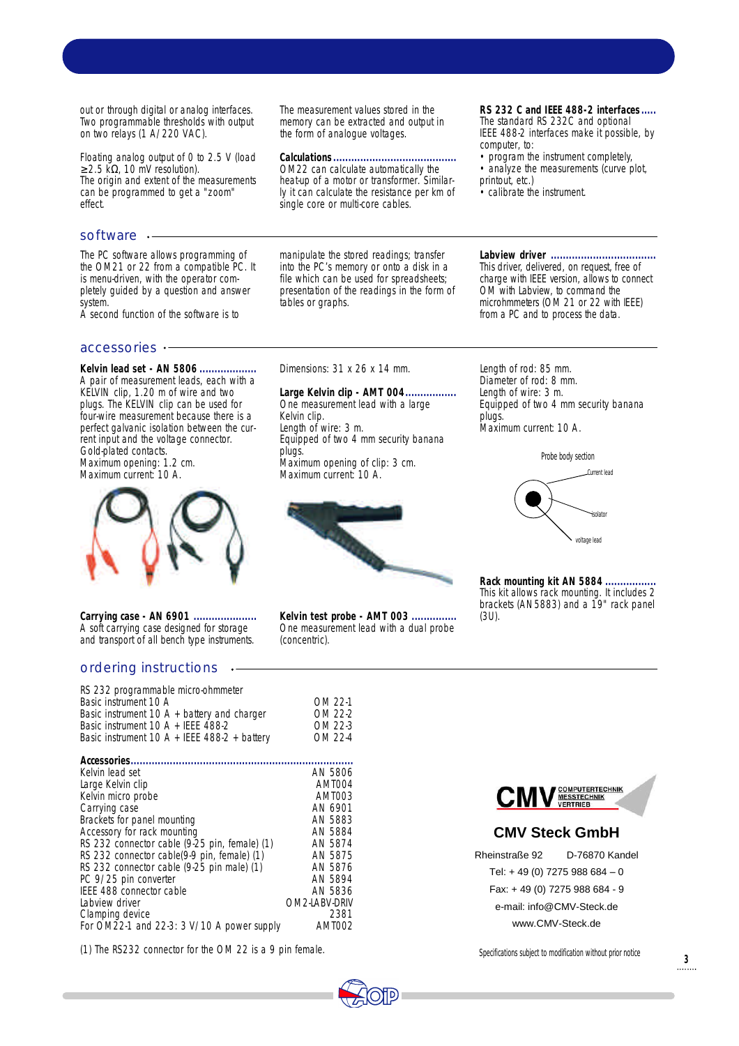out or through digital or analog interfaces. Two programmable thresholds with output on two relays (1 A/220 VAC).

Floating analog output of 0 to 2.5 V (load ≥2.5 kΩ, 10 mV resolution).
The origin and extent of the measurements can be programmed to get a "zoom" effect.

The measurement values stored in the memory can be extracted and output in the form of analogue voltages.

**Calculations**
OM22 can calculate automatically the heat-up of a motor or transformer. Similarly it can calculate the resistance per km of single core or multi-core cables.

**RS 232 C and IEEE 488-2 interfaces**
The standard RS 232C and optional IEEE 488-2 interfaces make it possible, by computer, to:

- program the instrument completely,
- analyze the measurements (curve plot, printout, etc.)
- calibrate the instrument.

## software

The PC software allows programming of the OM21 or 22 from a compatible PC. It is menu-driven, with the operator completely guided by a question and answer system.
A second function of the software is to manipulate the stored readings; transfer into the PC's memory or onto a disk in a file which can be used for spreadsheets; presentation of the readings in the form of tables or graphs.

**Labview driver**
This driver, delivered, on request, free of charge with IEEE version, allows to connect OM with Labview, to command the microhmmeters (OM 21 or 22 with IEEE) from a PC and to process the data.

## accessories

**Kelvin lead set - AN 5806**
A pair of measurement leads, each with a KELVIN clip, 1.20 m of wire and two plugs. The KELVIN clip can be used for four-wire measurement because there is a perfect galvanic isolation between the current input and the voltage connector.
Gold-plated contacts.
Maximum opening: 1.2 cm.
Maximum current: 10 A.
Dimensions: 31 x 26 x 14 mm.

**Large Kelvin clip - AMT 004**
One measurement lead with a large Kelvin clip.
Length of wire: 3 m.
Equipped of two 4 mm security banana plugs.
Maximum opening of clip: 3 cm.
Maximum current: 10 A.

**Kelvin test probe - AMT 003**
One measurement lead with a dual probe (concentric).
Length of rod: 85 mm.
Diameter of rod: 8 mm.
Length of wire: 3 m.
Equipped of two 4 mm security banana plugs.
Maximum current: 10 A.

Probe body section
Current lead
isolator
voltage lead

**Carrying case - AN 6901**
A soft carrying case designed for storage and transport of all bench type instruments.

**Rack mounting kit AN 5884**
This kit allows rack mounting. It includes 2 brackets (AN 5883) and a 19" rack panel (3U).

## ordering instructions

| RS 232 programmable micro-ohmmeter | |
|---|---|
| Basic instrument 10 A | OM 22-1 |
| Basic instrument 10 A + battery and charger | OM 22-2 |
| Basic instrument 10 A + IEEE 488-2 | OM 22-3 |
| Basic instrument 10 A + IEEE 488-2 + battery | OM 22-4 |

| **Accessories** | |
|---|---|
| Kelvin lead set | AN 5806 |
| Large Kelvin clip | AMT004 |
| Kelvin micro probe | AMT003 |
| Carrying case | AN 6901 |
| Brackets for panel mounting | AN 5883 |
| Accessory for rack mounting | AN 5884 |
| RS 232 connector cable (9-25 pin, female) (1) | AN 5874 |
| RS 232 connector cable(9-9 pin, female) (1) | AN 5875 |
| RS 232 connector cable (9-25 pin male) (1) | AN 5876 |
| PC 9/25 pin converter | AN 5894 |
| IEEE 488 connector cable | AN 5836 |
| Labview driver | OM2-LABV-DRIV |
| Clamping device | 2381 |
| For OM22-1 and 22-3: 3 V/10 A power supply | AMT002 |

(1) The RS232 connector for the OM 22 is a 9 pin female.

CMV COMPUTERTECHNIK MESSTECHNIK VERTRIEB

**CMV Steck GmbH**
Rheinstraße 92 D-76870 Kandel
Tel: + 49 (0) 7275 988 684 – 0
Fax: + 49 (0) 7275 988 684 - 9
e-mail: info@CMV-Steck.de
www.CMV-Steck.de

Specifications subject to modification without prior notice